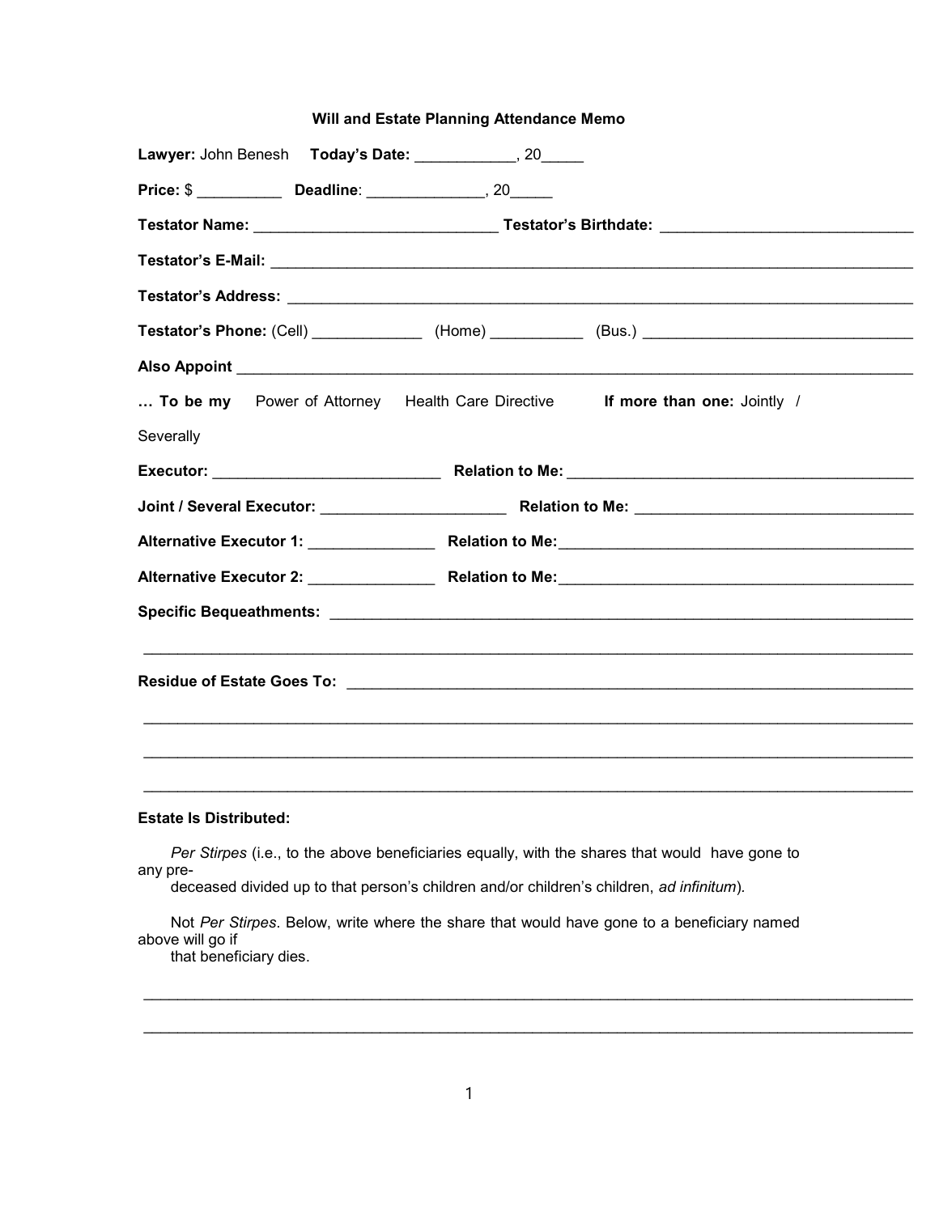**Will and Estate Planning Attendance Memo**

**Lawyer:** John Benesh **Today's Date:** ____________, 20_____

**Price:** $ __________ **Deadline**: ______________, 20_____

**Testator Name:** ____________________________ **Testator's Birthdate:** ______________________________

**Testator's E-Mail:** ________________________________________________________________________________

**Testator's Address:** ______________________________________________________________________________

**Testator's Phone:** (Cell) _____________ (Home) ___________ (Bus.) ________________________________

**Also Appoint** _____________________________________________________________________________________

**… To be my** Power of Attorney Health Care Directive **If more than one:** Jointly / Severally

**Executor:** ___________________________ **Relation to Me:** __________________________________________

**Joint / Several Executor:** ______________________ **Relation to Me:** __________________________________

**Alternative Executor 1:** _______________ **Relation to Me:**___________________________________________

**Alternative Executor 2:** _______________ **Relation to Me:**___________________________________________

**Specific Bequeathments:** _______________________________________________________________________

_____________________________________________________________________________________________

**Residue of Estate Goes To:** _____________________________________________________________________

_____________________________________________________________________________________________

_____________________________________________________________________________________________

_____________________________________________________________________________________________

**Estate Is Distributed:**

*Per Stirpes* (i.e., to the above beneficiaries equally, with the shares that would have gone to any pre-deceased divided up to that person's children and/or children's children, *ad infinitum*).

Not *Per Stirpes*. Below, write where the share that would have gone to a beneficiary named above will go if that beneficiary dies.

_____________________________________________________________________________________________

_____________________________________________________________________________________________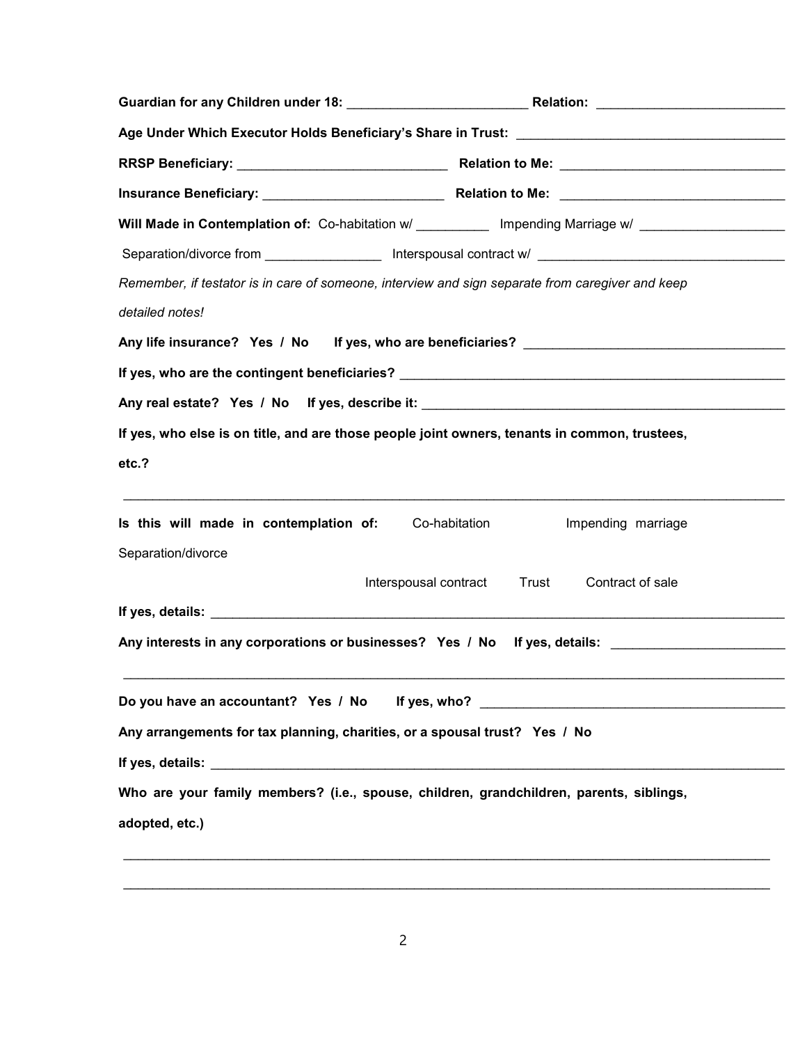**Guardian for any Children under 18:** ________________________ **Relation:** ________________________

**Age Under Which Executor Holds Beneficiary's Share in Trust:** ____________________________________

**RRSP Beneficiary:** ____________________________ **Relation to Me:** ______________________________

**Insurance Beneficiary:** ________________________ **Relation to Me:** ______________________________

**Will Made in Contemplation of:** Co-habitation w/ __________ Impending Marriage w/ ___________________

Separation/divorce from ________________ Interspousal contract w/ _________________________________

*Remember, if testator is in care of someone, interview and sign separate from caregiver and keep detailed notes!*

**Any life insurance? Yes / No If yes, who are beneficiaries?** ___________________________________

**If yes, who are the contingent beneficiaries?** ____________________________________________________

**Any real estate? Yes / No If yes, describe it:** ___________________________________________________

**If yes, who else is on title, and are those people joint owners, tenants in common, trustees, etc.?**

____________________________________________________________________________________________

**Is this will made in contemplation of:** Co-habitation Impending marriage Separation/divorce Interspousal contract Trust Contract of sale

**If yes, details:** ________________________________________________________________________________

**Any interests in any corporations or businesses? Yes / No If yes, details:** _______________________

____________________________________________________________________________________________

**Do you have an accountant? Yes / No If yes, who?** ______________________________________________

**Any arrangements for tax planning, charities, or a spousal trust? Yes / No**

**If yes, details:** ________________________________________________________________________________

**Who are your family members? (i.e., spouse, children, grandchildren, parents, siblings, adopted, etc.)**

____________________________________________________________________________________________

____________________________________________________________________________________________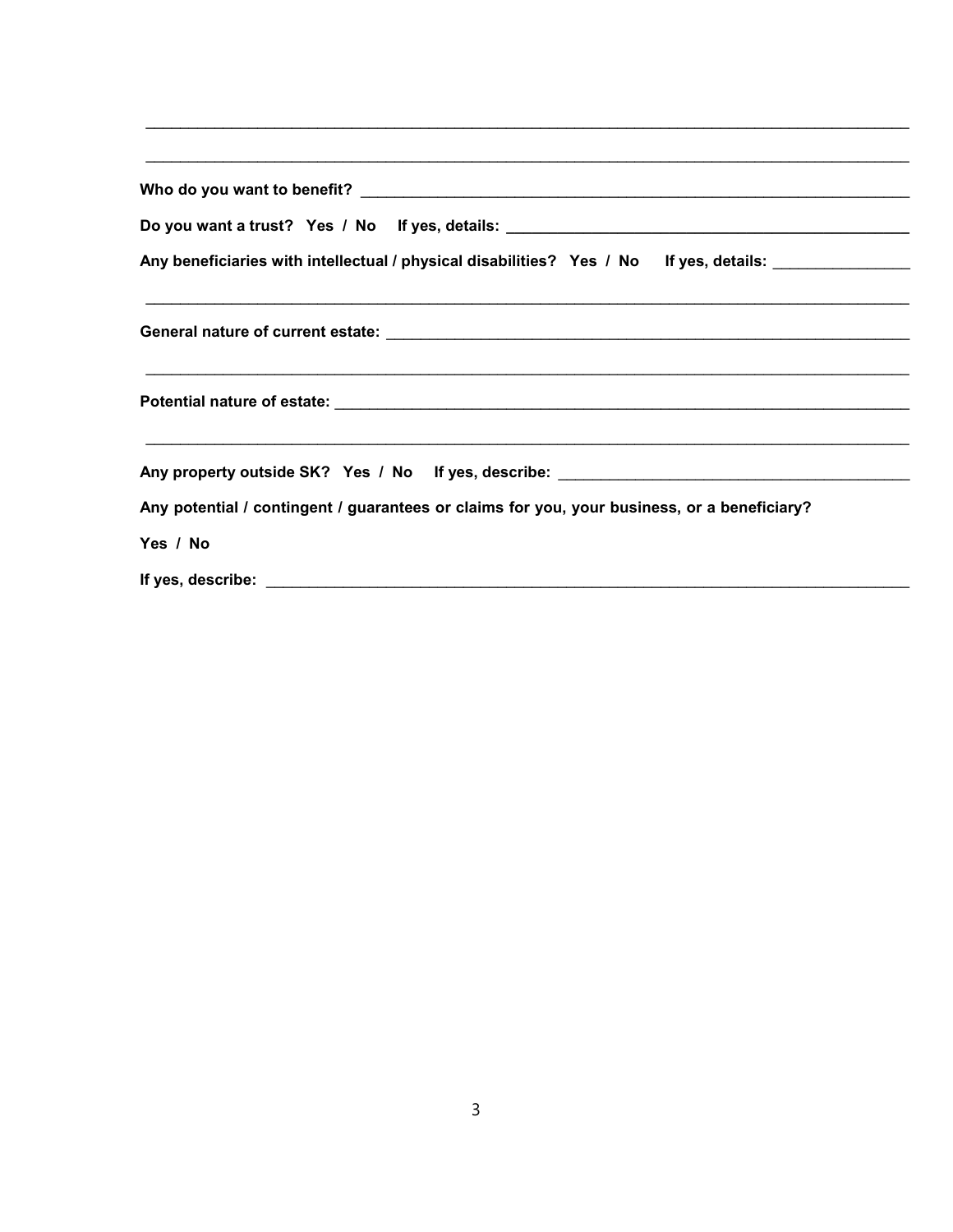______________________________________________________________________________

______________________________________________________________________________

**Who do you want to benefit?** ________________________________________________________

**Do you want a trust? Yes / No If yes, details:** ____________________________________

**Any beneficiaries with intellectual / physical disabilities? Yes / No If yes, details:** ____________

______________________________________________________________________________

**General nature of current estate:** __________________________________________________

______________________________________________________________________________

**Potential nature of estate:** _______________________________________________________

______________________________________________________________________________

**Any property outside SK? Yes / No If yes, describe:** ________________________________

**Any potential / contingent / guarantees or claims for you, your business, or a beneficiary?**

**Yes / No**

**If yes, describe:** ______________________________________________________________